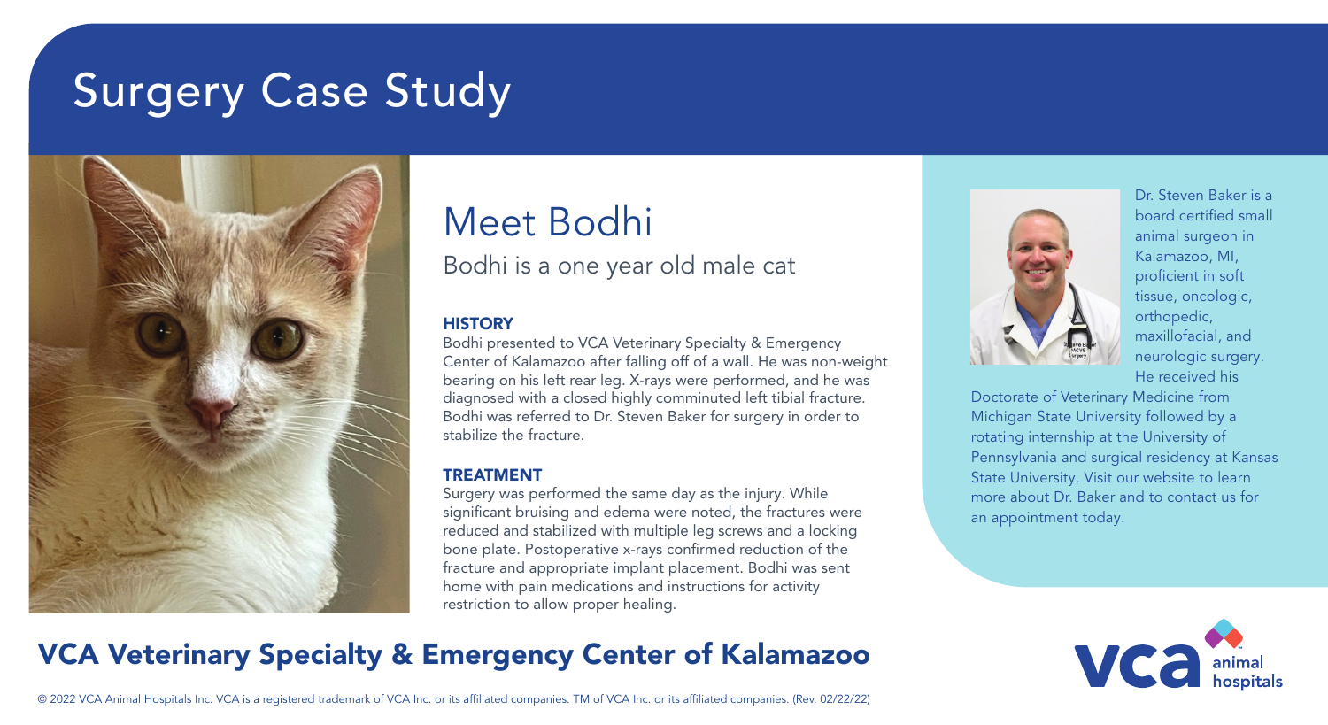# Surgery Case Study

## Meet Bodhi

Bodhi is a one year old male cat

### HISTORY

Bodhi presented to VCA Veterinary Specialty & Emergency Center of Kalamazoo after falling off of a wall. He was non-weight bearing on his left rear leg. X-rays were performed, and he was diagnosed with a closed highly comminuted left tibial fracture. Bodhi was referred to Dr. Steven Baker for surgery in order to stabilize the fracture.

### TREATMENT

Surgery was performed the same day as the injury. While significant bruising and edema were noted, the fractures were reduced and stabilized with multiple leg screws and a locking bone plate. Postoperative x-rays confirmed reduction of the fracture and appropriate implant placement. Bodhi was sent home with pain medications and instructions for activity restriction to allow proper healing.

Dr. Steven Baker is a board certified small animal surgeon in Kalamazoo, MI, proficient in soft tissue, oncologic, orthopedic, maxillofacial, and neurologic surgery. He received his Doctorate of Veterinary Medicine from Michigan State University followed by a rotating internship at the University of Pennsylvania and surgical residency at Kansas State University. Visit our website to learn more about Dr. Baker and to contact us for an appointment today.

## VCA Veterinary Specialty & Emergency Center of Kalamazoo

vca animal hospitals

© 2022 VCA Animal Hospitals Inc. VCA is a registered trademark of VCA Inc. or its affiliated companies. TM of VCA Inc. or its affiliated companies. (Rev. 02/22/22)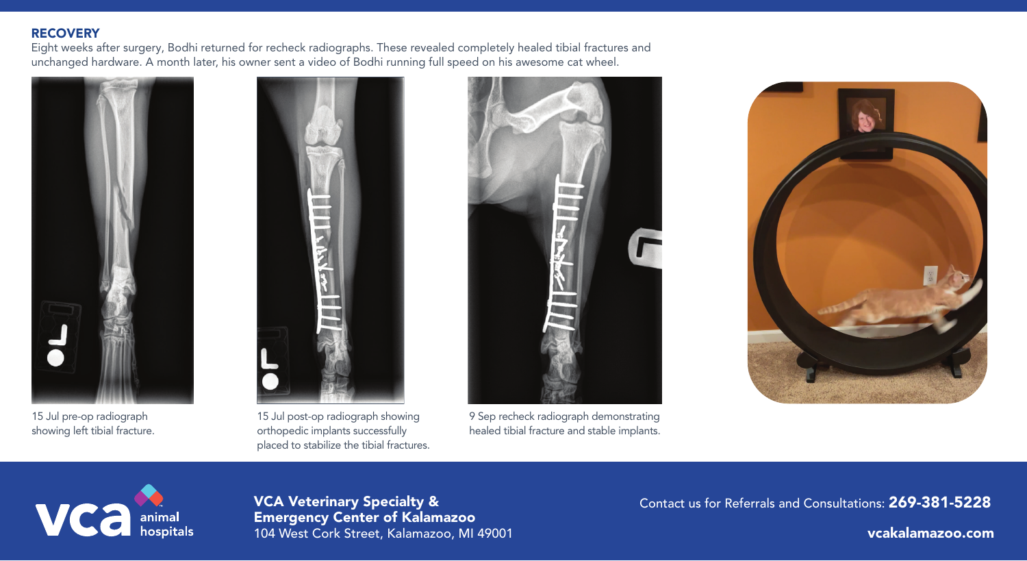## RECOVERY

Eight weeks after surgery, Bodhi returned for recheck radiographs. These revealed completely healed tibial fractures and unchanged hardware. A month later, his owner sent a video of Bodhi running full speed on his awesome cat wheel.

15 Jul pre-op radiograph showing left tibial fracture.

15 Jul post-op radiograph showing orthopedic implants successfully placed to stabilize the tibial fractures.

9 Sep recheck radiograph demonstrating healed tibial fracture and stable implants.

**VCA Veterinary Specialty & Emergency Center of Kalamazoo**
104 West Cork Street, Kalamazoo, MI 49001

Contact us for Referrals and Consultations: **269-381-5228**

**vcakalamazoo.com**